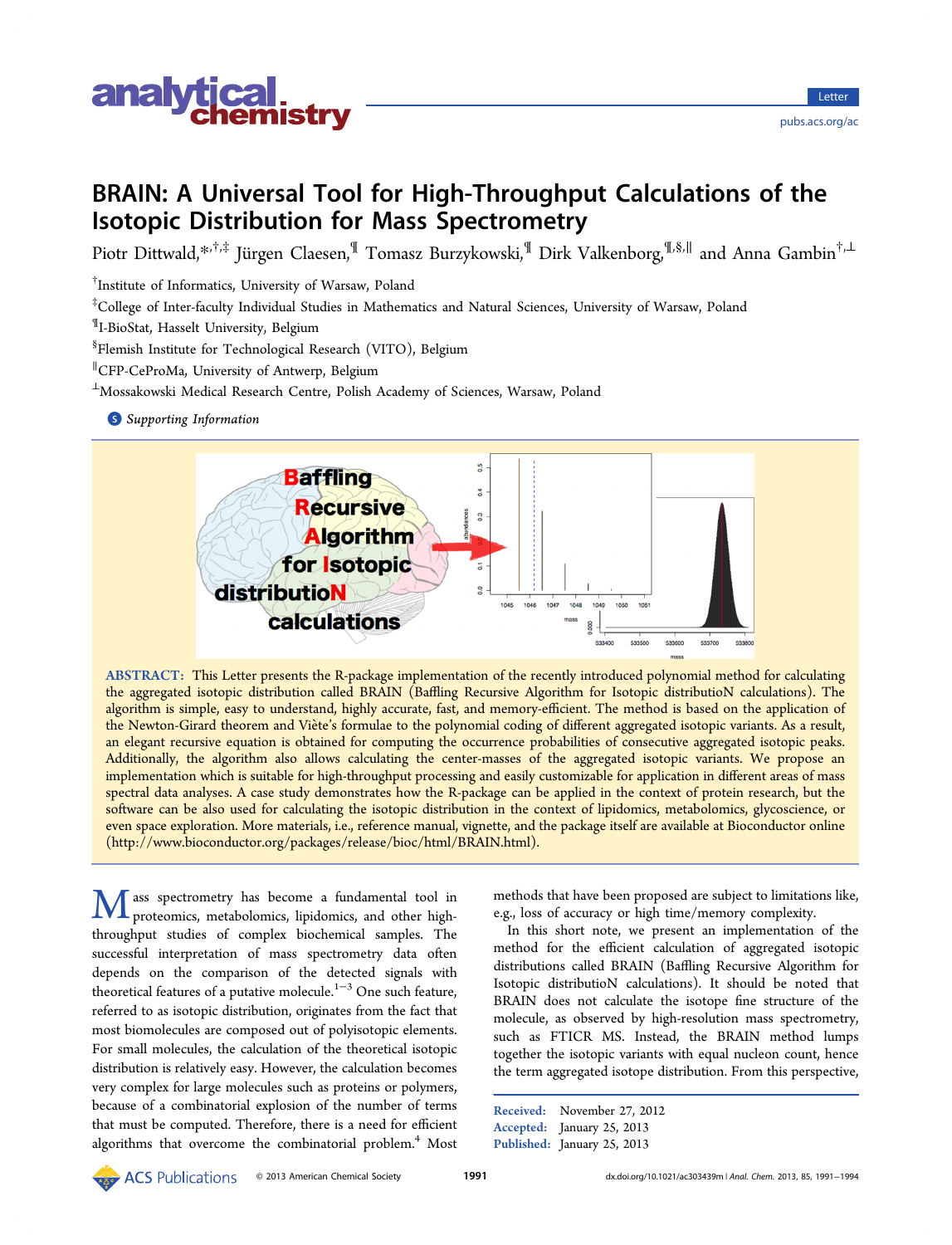Letter

# BRAIN: A Universal Tool for High-Throughput Calculations of the Isotopic Distribution for Mass Spectrometry

Piotr Dittwald,*[†,‡] Jürgen Claesen,[¶] Tomasz Burzykowski,[¶] Dirk Valkenborg,[¶,§,∥] and Anna Gambin[†,⊥]

[†]Institute of Informatics, University of Warsaw, Poland

[‡]College of Inter-faculty Individual Studies in Mathematics and Natural Sciences, University of Warsaw, Poland

[¶]I-BioStat, Hasselt University, Belgium

[§]Flemish Institute for Technological Research (VITO), Belgium

[∥]CFP-CeProMa, University of Antwerp, Belgium

[⊥]Mossakowski Medical Research Centre, Polish Academy of Sciences, Warsaw, Poland

Supporting Information

Baffling Recursive Algorithm for Isotopic distributioN calculations

abundances

0.0 0.1 0.2 0.3 0.4 0.5

1045 1046 1047 1048 1049 1050 1051

mass

0.000

533400 533500 533600 533700 533800

mass

**ABSTRACT:** This Letter presents the R-package implementation of the recently introduced polynomial method for calculating the aggregated isotopic distribution called BRAIN (Baffling Recursive Algorithm for Isotopic distributioN calculations). The algorithm is simple, easy to understand, highly accurate, fast, and memory-efficient. The method is based on the application of the Newton-Girard theorem and Viète's formulae to the polynomial coding of different aggregated isotopic variants. As a result, an elegant recursive equation is obtained for computing the occurrence probabilities of consecutive aggregated isotopic peaks. Additionally, the algorithm also allows calculating the center-masses of the aggregated isotopic variants. We propose an implementation which is suitable for high-throughput processing and easily customizable for application in different areas of mass spectral data analyses. A case study demonstrates how the R-package can be applied in the context of protein research, but the software can be also used for calculating the isotopic distribution in the context of lipidomics, metabolomics, glycoscience, or even space exploration. More materials, i.e., reference manual, vignette, and the package itself are available at Bioconductor online (http://www.bioconductor.org/packages/release/bioc/html/BRAIN.html).

Mass spectrometry has become a fundamental tool in proteomics, metabolomics, lipidomics, and other high-throughput studies of complex biochemical samples. The successful interpretation of mass spectrometry data often depends on the comparison of the detected signals with theoretical features of a putative molecule.[1−3] One such feature, referred to as isotopic distribution, originates from the fact that most biomolecules are composed out of polyisotopic elements. For small molecules, the calculation of the theoretical isotopic distribution is relatively easy. However, the calculation becomes very complex for large molecules such as proteins or polymers, because of a combinatorial explosion of the number of terms that must be computed. Therefore, there is a need for efficient algorithms that overcome the combinatorial problem.[4] Most methods that have been proposed are subject to limitations like, e.g., loss of accuracy or high time/memory complexity.

In this short note, we present an implementation of the method for the efficient calculation of aggregated isotopic distributions called BRAIN (Baffling Recursive Algorithm for Isotopic distributioN calculations). It should be noted that BRAIN does not calculate the isotope fine structure of the molecule, as observed by high-resolution mass spectrometry, such as FTICR MS. Instead, the BRAIN method lumps together the isotopic variants with equal nucleon count, hence the term aggregated isotope distribution. From this perspective,

Received: November 27, 2012
Accepted: January 25, 2013
Published: January 25, 2013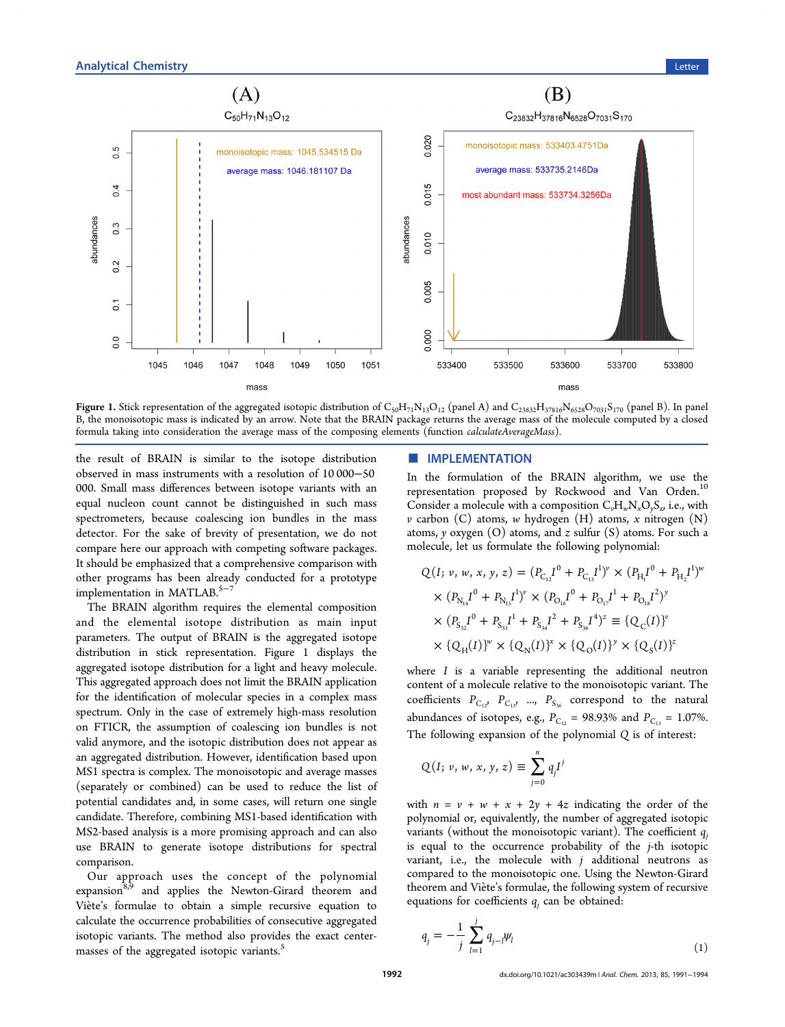Figure 1. Stick representation of the aggregated isotopic distribution of $C_{50}H_{71}N_{13}O_{12}$ (panel A) and $C_{23832}H_{37816}N_{6528}O_{7031}S_{170}$ (panel B). In panel B, the monoisotopic mass is indicated by an arrow. Note that the BRAIN package returns the average mass of the molecule computed by a closed formula taking into consideration the average mass of the composing elements (function *calculateAverageMass*).

the result of BRAIN is similar to the isotope distribution observed in mass instruments with a resolution of 10 000−50 000. Small mass differences between isotope variants with an equal nucleon count cannot be distinguished in such mass spectrometers, because coalescing ion bundles in the mass detector. For the sake of brevity of presentation, we do not compare here our approach with competing software packages. It should be emphasized that a comprehensive comparison with other programs has been already conducted for a prototype implementation in MATLAB.[5−7]

The BRAIN algorithm requires the elemental composition and the elemental isotope distribution as main input parameters. The output of BRAIN is the aggregated isotope distribution in stick representation. Figure 1 displays the aggregated isotope distribution for a light and heavy molecule. This aggregated approach does not limit the BRAIN application for the identification of molecular species in a complex mass spectrum. Only in the case of extremely high-mass resolution on FTICR, the assumption of coalescing ion bundles is not valid anymore, and the isotopic distribution does not appear as an aggregated distribution. However, identification based upon MS1 spectra is complex. The monoisotopic and average masses (separately or combined) can be used to reduce the list of potential candidates and, in some cases, will return one single candidate. Therefore, combining MS1-based identification with MS2-based analysis is a more promising approach and can also use BRAIN to generate isotope distributions for spectral comparison.

Our approach uses the concept of the polynomial expansion[8,9] and applies the Newton-Girard theorem and Viète's formulae to obtain a simple recursive equation to calculate the occurrence probabilities of consecutive aggregated isotopic variants. The method also provides the exact center-masses of the aggregated isotopic variants.[5]

## IMPLEMENTATION

In the formulation of the BRAIN algorithm, we use the representation proposed by Rockwood and Van Orden.[10] Consider a molecule with a composition $C_vH_wN_xO_yS_z$, i.e., with $v$ carbon (C) atoms, $w$ hydrogen (H) atoms, $x$ nitrogen (N) atoms, $y$ oxygen (O) atoms, and $z$ sulfur (S) atoms. For such a molecule, let us formulate the following polynomial:

$$
\begin{aligned}
Q(I;\, v, w, x, y, z) &= (P_{C_{12}}I^0 + P_{C_{13}}I^1)^v \times (P_{H_1}I^0 + P_{H_2}I^1)^w \\
&\times (P_{N_{14}}I^0 + P_{N_{15}}I^1)^x \times (P_{O_{16}}I^0 + P_{O_{17}}I^1 + P_{O_{18}}I^2)^y \\
&\times (P_{S_{32}}I^0 + P_{S_{33}}I^1 + P_{S_{34}}I^2 + P_{S_{36}}I^4)^z \equiv \{Q_C(I)\}^v \\
&\times \{Q_H(I)\}^w \times \{Q_N(I)\}^x \times \{Q_O(I)\}^y \times \{Q_S(I)\}^z
\end{aligned}
$$

where $I$ is a variable representing the additional neutron content of a molecule relative to the monoisotopic variant. The coefficients $P_{C_{12}}$, $P_{C_{13}}$, ..., $P_{S_{36}}$ correspond to the natural abundances of isotopes, e.g., $P_{C_{12}} = 98.93\%$ and $P_{C_{13}} = 1.07\%$. The following expansion of the polynomial $Q$ is of interest:

$$
Q(I;\, v, w, x, y, z) \equiv \sum_{j=0}^{n} q_j I^j
$$

with $n = v + w + x + 2y + 4z$ indicating the order of the polynomial or, equivalently, the number of aggregated isotopic variants (without the monoisotopic variant). The coefficient $q_j$ is equal to the occurrence probability of the $j$-th isotopic variant, i.e., the molecule with $j$ additional neutrons as compared to the monoisotopic one. Using the Newton-Girard theorem and Viète's formulae, the following system of recursive equations for coefficients $q_j$ can be obtained:

$$
q_j = -\frac{1}{j} \sum_{l=1}^{j} q_{j-l}\psi_l \tag{1}
$$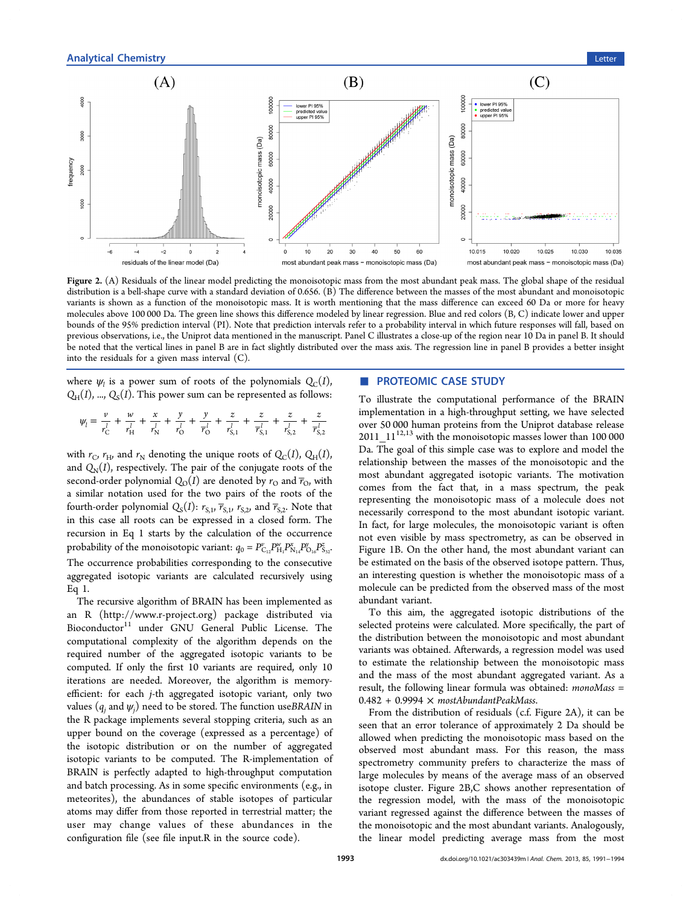Figure 2. (A) Residuals of the linear model predicting the monoisotopic mass from the most abundant peak mass. The global shape of the residual distribution is a bell-shape curve with a standard deviation of 0.656. (B) The difference between the masses of the most abundant and monoisotopic variants is shown as a function of the monoisotopic mass. It is worth mentioning that the mass difference can exceed 60 Da or more for heavy molecules above 100 000 Da. The green line shows this difference modeled by linear regression. Blue and red colors (B, C) indicate lower and upper bounds of the 95% prediction interval (PI). Note that prediction intervals refer to a probability interval in which future responses will fall, based on previous observations, i.e., the Uniprot data mentioned in the manuscript. Panel C illustrates a close-up of the region near 10 Da in panel B. It should be noted that the vertical lines in panel B are in fact slightly distributed over the mass axis. The regression line in panel B provides a better insight into the residuals for a given mass interval (C).

where $\psi_l$ is a power sum of roots of the polynomials $Q_C(I)$, $Q_H(I)$, ..., $Q_S(I)$. This power sum can be represented as follows:

$$\psi_l = \frac{v}{r_C^l} + \frac{w}{r_H^l} + \frac{x}{r_N^l} + \frac{y}{r_O^l} + \frac{y}{\overline{r}_O^l} + \frac{z}{r_{S,1}^l} + \frac{z}{\overline{r}_{S,1}^l} + \frac{z}{r_{S,2}^l} + \frac{z}{\overline{r}_{S,2}^l}$$

with $r_C$, $r_H$, and $r_N$ denoting the unique roots of $Q_C(I)$, $Q_H(I)$, and $Q_N(I)$, respectively. The pair of the conjugate roots of the second-order polynomial $Q_O(I)$ are denoted by $r_O$ and $\overline{r}_O$, with a similar notation used for the two pairs of the roots of the fourth-order polynomial $Q_S(I)$: $r_{S,1}$, $\overline{r}_{S,1}$, $r_{S,2}$, and $\overline{r}_{S,2}$. Note that in this case all roots can be expressed in a closed form. The recursion in Eq 1 starts by the calculation of the occurrence probability of the monoisotopic variant: $q_0 = P_{C_{12}}^v P_{H_1}^w P_{N_{14}}^x P_{O_{16}}^y P_{S_{32}}^z$. The occurrence probabilities corresponding to the consecutive aggregated isotopic variants are calculated recursively using Eq 1.

The recursive algorithm of BRAIN has been implemented as an R (http://www.r-project.org) package distributed via Bioconductor[11] under GNU General Public License. The computational complexity of the algorithm depends on the required number of the aggregated isotopic variants to be computed. If only the first 10 variants are required, only 10 iterations are needed. Moreover, the algorithm is memory-efficient: for each $j$-th aggregated isotopic variant, only two values ($q_j$ and $\psi_j$) need to be stored. The function use*BRAIN* in the R package implements several stopping criteria, such as an upper bound on the coverage (expressed as a percentage) of the isotopic distribution or on the number of aggregated isotopic variants to be computed. The R-implementation of BRAIN is perfectly adapted to high-throughput computation and batch processing. As in some specific environments (e.g., in meteorites), the abundances of stable isotopes of particular atoms may differ from those reported in terrestrial matter; the user may change values of these abundances in the configuration file (see file input.R in the source code).

## PROTEOMIC CASE STUDY

To illustrate the computational performance of the BRAIN implementation in a high-throughput setting, we have selected over 50 000 human proteins from the Uniprot database release 2011_11[12,13] with the monoisotopic masses lower than 100 000 Da. The goal of this simple case was to explore and model the relationship between the masses of the monoisotopic and the most abundant aggregated isotopic variants. The motivation comes from the fact that, in a mass spectrum, the peak representing the monoisotopic mass of a molecule does not necessarily correspond to the most abundant isotopic variant. In fact, for large molecules, the monoisotopic variant is often not even visible by mass spectrometry, as can be observed in Figure 1B. On the other hand, the most abundant variant can be estimated on the basis of the observed isotope pattern. Thus, an interesting question is whether the monoisotopic mass of a molecule can be predicted from the observed mass of the most abundant variant.

To this aim, the aggregated isotopic distributions of the selected proteins were calculated. More specifically, the part of the distribution between the monoisotopic and most abundant variants was obtained. Afterwards, a regression model was used to estimate the relationship between the monoisotopic mass and the mass of the most abundant aggregated variant. As a result, the following linear formula was obtained: *monoMass* = 0.482 + 0.9994 × *mostAbundantPeakMass*.

From the distribution of residuals (c.f. Figure 2A), it can be seen that an error tolerance of approximately 2 Da should be allowed when predicting the monoisotopic mass based on the observed most abundant mass. For this reason, the mass spectrometry community prefers to characterize the mass of large molecules by means of the average mass of an observed isotope cluster. Figure 2B,C shows another representation of the regression model, with the mass of the monoisotopic variant regressed against the difference between the masses of the monoisotopic and the most abundant variants. Analogously, the linear model predicting average mass from the most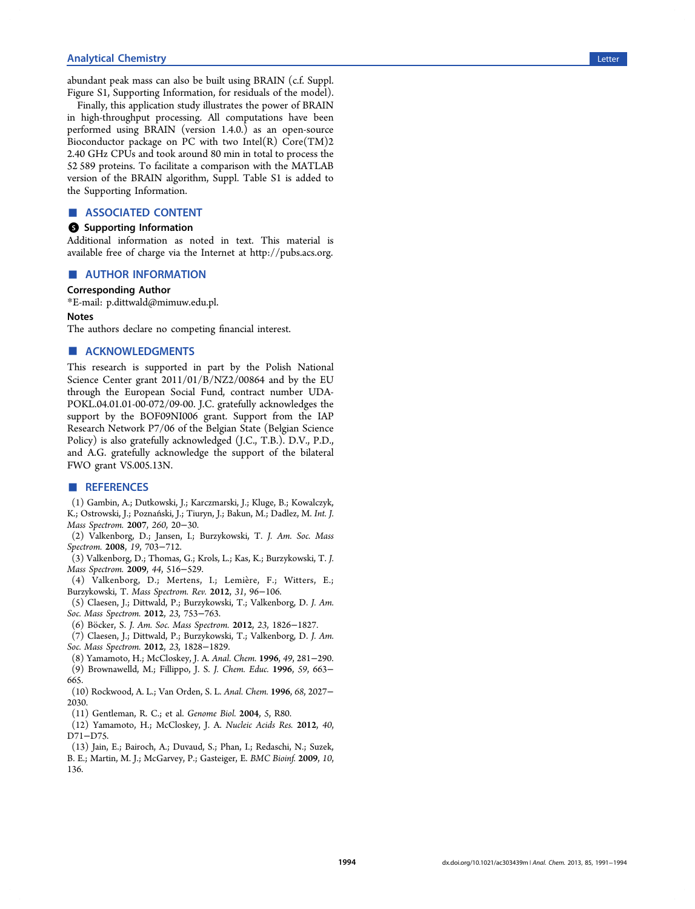abundant peak mass can also be built using BRAIN (c.f. Suppl. Figure S1, Supporting Information, for residuals of the model).

Finally, this application study illustrates the power of BRAIN in high-throughput processing. All computations have been performed using BRAIN (version 1.4.0.) as an open-source Bioconductor package on PC with two Intel(R) Core(TM)2 2.40 GHz CPUs and took around 80 min in total to process the 52 589 proteins. To facilitate a comparison with the MATLAB version of the BRAIN algorithm, Suppl. Table S1 is added to the Supporting Information.

## ■ ASSOCIATED CONTENT

### Supporting Information

Additional information as noted in text. This material is available free of charge via the Internet at http://pubs.acs.org.

## ■ AUTHOR INFORMATION

### Corresponding Author

*E-mail: p.dittwald@mimuw.edu.pl.

### Notes

The authors declare no competing financial interest.

## ■ ACKNOWLEDGMENTS

This research is supported in part by the Polish National Science Center grant 2011/01/B/NZ2/00864 and by the EU through the European Social Fund, contract number UDA-POKL.04.01.01-00-072/09-00. J.C. gratefully acknowledges the support by the BOF09NI006 grant. Support from the IAP Research Network P7/06 of the Belgian State (Belgian Science Policy) is also gratefully acknowledged (J.C., T.B.). D.V., P.D., and A.G. gratefully acknowledge the support of the bilateral FWO grant VS.005.13N.

## ■ REFERENCES

(1) Gambin, A.; Dutkowski, J.; Karczmarski, J.; Kluge, B.; Kowalczyk, K.; Ostrowski, J.; Poznański, J.; Tiuryn, J.; Bakun, M.; Dadlez, M. *Int. J. Mass Spectrom.* **2007**, *260*, 20−30.

(2) Valkenborg, D.; Jansen, I.; Burzykowski, T. *J. Am. Soc. Mass Spectrom.* **2008**, *19*, 703−712.

(3) Valkenborg, D.; Thomas, G.; Krols, L.; Kas, K.; Burzykowski, T. *J. Mass Spectrom.* **2009**, *44*, 516−529.

(4) Valkenborg, D.; Mertens, I.; Lemière, F.; Witters, E.; Burzykowski, T. *Mass Spectrom. Rev.* **2012**, *31*, 96−106.

(5) Claesen, J.; Dittwald, P.; Burzykowski, T.; Valkenborg, D. *J. Am. Soc. Mass Spectrom.* **2012**, *23*, 753−763.

(6) Böcker, S. *J. Am. Soc. Mass Spectrom.* **2012**, *23*, 1826−1827.

(7) Claesen, J.; Dittwald, P.; Burzykowski, T.; Valkenborg, D. *J. Am. Soc. Mass Spectrom.* **2012**, *23*, 1828−1829.

(8) Yamamoto, H.; McCloskey, J. A. *Anal. Chem.* **1996**, *49*, 281−290.

(9) Brownawelld, M.; Fillippo, J. S. *J. Chem. Educ.* **1996**, *59*, 663−665.

(10) Rockwood, A. L.; Van Orden, S. L. *Anal. Chem.* **1996**, *68*, 2027−2030.

(11) Gentleman, R. C.; et al. *Genome Biol.* **2004**, *5*, R80.

(12) Yamamoto, H.; McCloskey, J. A. *Nucleic Acids Res.* **2012**, *40*, D71−D75.

(13) Jain, E.; Bairoch, A.; Duvaud, S.; Phan, I.; Redaschi, N.; Suzek, B. E.; Martin, M. J.; McGarvey, P.; Gasteiger, E. *BMC Bioinf.* **2009**, *10*, 136.